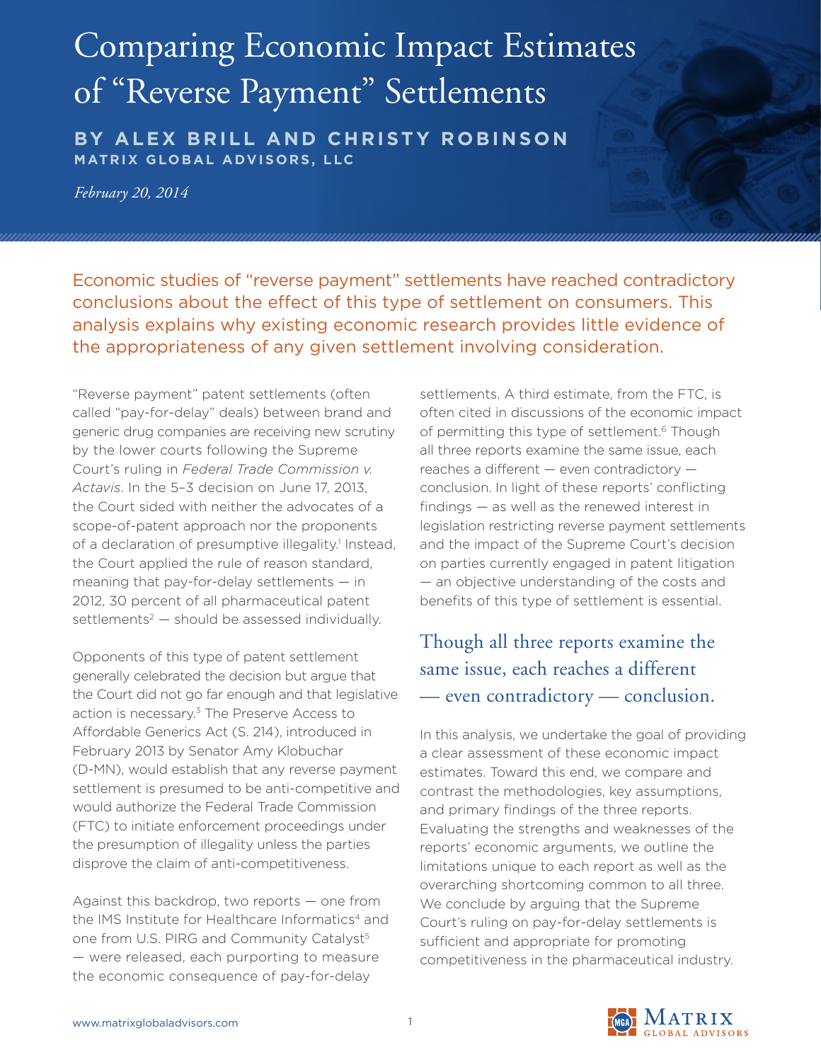# Comparing Economic Impact Estimates of "Reverse Payment" Settlements

**BY ALEX BRILL AND CHRISTY ROBINSON**
**MATRIX GLOBAL ADVISORS, LLC**

*February 20, 2014*

Economic studies of "reverse payment" settlements have reached contradictory conclusions about the effect of this type of settlement on consumers. This analysis explains why existing economic research provides little evidence of the appropriateness of any given settlement involving consideration.

"Reverse payment" patent settlements (often called "pay-for-delay" deals) between brand and generic drug companies are receiving new scrutiny by the lower courts following the Supreme Court's ruling in *Federal Trade Commission v. Actavis*. In the 5–3 decision on June 17, 2013, the Court sided with neither the advocates of a scope-of-patent approach nor the proponents of a declaration of presumptive illegality.[1] Instead, the Court applied the rule of reason standard, meaning that pay-for-delay settlements — in 2012, 30 percent of all pharmaceutical patent settlements[2] — should be assessed individually.

Opponents of this type of patent settlement generally celebrated the decision but argue that the Court did not go far enough and that legislative action is necessary.[3] The Preserve Access to Affordable Generics Act (S. 214), introduced in February 2013 by Senator Amy Klobuchar (D-MN), would establish that any reverse payment settlement is presumed to be anti-competitive and would authorize the Federal Trade Commission (FTC) to initiate enforcement proceedings under the presumption of illegality unless the parties disprove the claim of anti-competitiveness.

Against this backdrop, two reports — one from the IMS Institute for Healthcare Informatics[4] and one from U.S. PIRG and Community Catalyst[5] — were released, each purporting to measure the economic consequence of pay-for-delay settlements. A third estimate, from the FTC, is often cited in discussions of the economic impact of permitting this type of settlement.[6] Though all three reports examine the same issue, each reaches a different — even contradictory — conclusion. In light of these reports' conflicting findings — as well as the renewed interest in legislation restricting reverse payment settlements and the impact of the Supreme Court's decision on parties currently engaged in patent litigation — an objective understanding of the costs and benefits of this type of settlement is essential.

> Though all three reports examine the same issue, each reaches a different — even contradictory — conclusion.

In this analysis, we undertake the goal of providing a clear assessment of these economic impact estimates. Toward this end, we compare and contrast the methodologies, key assumptions, and primary findings of the three reports. Evaluating the strengths and weaknesses of the reports' economic arguments, we outline the limitations unique to each report as well as the overarching shortcoming common to all three. We conclude by arguing that the Supreme Court's ruling on pay-for-delay settlements is sufficient and appropriate for promoting competitiveness in the pharmaceutical industry.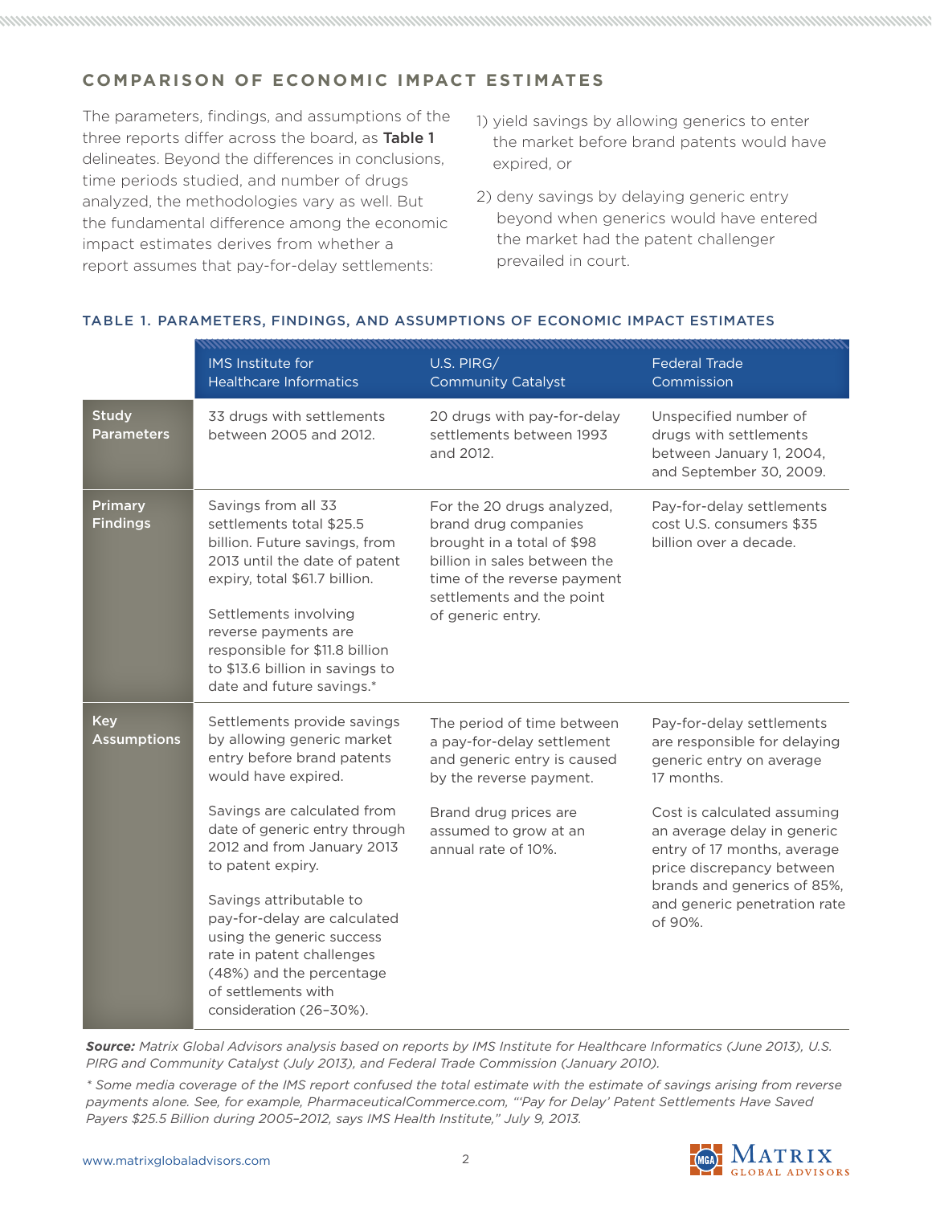## COMPARISON OF ECONOMIC IMPACT ESTIMATES

The parameters, findings, and assumptions of the three reports differ across the board, as **Table 1** delineates. Beyond the differences in conclusions, time periods studied, and number of drugs analyzed, the methodologies vary as well. But the fundamental difference among the economic impact estimates derives from whether a report assumes that pay-for-delay settlements:

1) yield savings by allowing generics to enter the market before brand patents would have expired, or
2) deny savings by delaying generic entry beyond when generics would have entered the market had the patent challenger prevailed in court.

### TABLE 1. PARAMETERS, FINDINGS, AND ASSUMPTIONS OF ECONOMIC IMPACT ESTIMATES

| | IMS Institute for Healthcare Informatics | U.S. PIRG/ Community Catalyst | Federal Trade Commission |
|---|---|---|---|
| **Study Parameters** | 33 drugs with settlements between 2005 and 2012. | 20 drugs with pay-for-delay settlements between 1993 and 2012. | Unspecified number of drugs with settlements between January 1, 2004, and September 30, 2009. |
| **Primary Findings** | Savings from all 33 settlements total $25.5 billion. Future savings, from 2013 until the date of patent expiry, total $61.7 billion.<br><br>Settlements involving reverse payments are responsible for $11.8 billion to $13.6 billion in savings to date and future savings.* | For the 20 drugs analyzed, brand drug companies brought in a total of $98 billion in sales between the time of the reverse payment settlements and the point of generic entry. | Pay-for-delay settlements cost U.S. consumers $35 billion over a decade. |
| **Key Assumptions** | Settlements provide savings by allowing generic market entry before brand patents would have expired.<br><br>Savings are calculated from date of generic entry through 2012 and from January 2013 to patent expiry.<br><br>Savings attributable to pay-for-delay are calculated using the generic success rate in patent challenges (48%) and the percentage of settlements with consideration (26–30%). | The period of time between a pay-for-delay settlement and generic entry is caused by the reverse payment.<br><br>Brand drug prices are assumed to grow at an annual rate of 10%. | Pay-for-delay settlements are responsible for delaying generic entry on average 17 months.<br><br>Cost is calculated assuming an average delay in generic entry of 17 months, average price discrepancy between brands and generics of 85%, and generic penetration rate of 90%. |

***Source:*** *Matrix Global Advisors analysis based on reports by IMS Institute for Healthcare Informatics (June 2013), U.S. PIRG and Community Catalyst (July 2013), and Federal Trade Commission (January 2010).*

*\* Some media coverage of the IMS report confused the total estimate with the estimate of savings arising from reverse payments alone. See, for example, PharmaceuticalCommerce.com, "'Pay for Delay' Patent Settlements Have Saved Payers $25.5 Billion during 2005–2012, says IMS Health Institute," July 9, 2013.*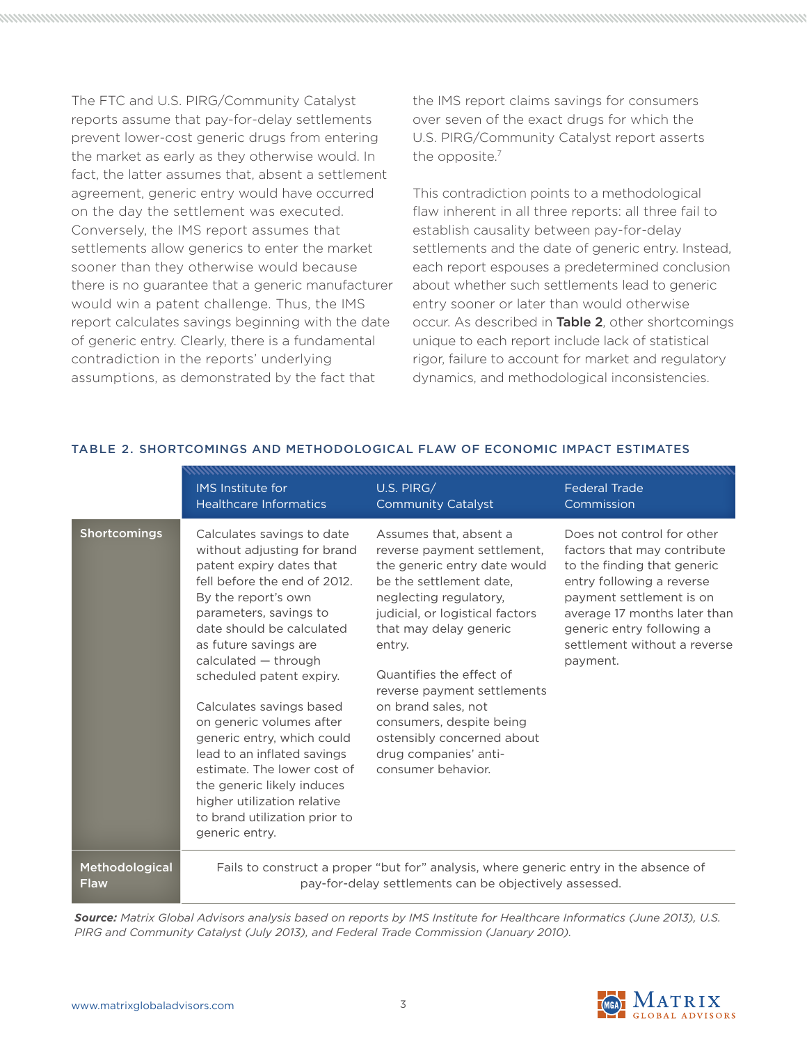The FTC and U.S. PIRG/Community Catalyst reports assume that pay-for-delay settlements prevent lower-cost generic drugs from entering the market as early as they otherwise would. In fact, the latter assumes that, absent a settlement agreement, generic entry would have occurred on the day the settlement was executed. Conversely, the IMS report assumes that settlements allow generics to enter the market sooner than they otherwise would because there is no guarantee that a generic manufacturer would win a patent challenge. Thus, the IMS report calculates savings beginning with the date of generic entry. Clearly, there is a fundamental contradiction in the reports' underlying assumptions, as demonstrated by the fact that the IMS report claims savings for consumers over seven of the exact drugs for which the U.S. PIRG/Community Catalyst report asserts the opposite.[7]

This contradiction points to a methodological flaw inherent in all three reports: all three fail to establish causality between pay-for-delay settlements and the date of generic entry. Instead, each report espouses a predetermined conclusion about whether such settlements lead to generic entry sooner or later than would otherwise occur. As described in **Table 2**, other shortcomings unique to each report include lack of statistical rigor, failure to account for market and regulatory dynamics, and methodological inconsistencies.

### TABLE 2. SHORTCOMINGS AND METHODOLOGICAL FLAW OF ECONOMIC IMPACT ESTIMATES

| | IMS Institute for Healthcare Informatics | U.S. PIRG/ Community Catalyst | Federal Trade Commission |
|---|---|---|---|
| **Shortcomings** | Calculates savings to date without adjusting for brand patent expiry dates that fell before the end of 2012. By the report's own parameters, savings to date should be calculated as future savings are calculated — through scheduled patent expiry.<br><br>Calculates savings based on generic volumes after generic entry, which could lead to an inflated savings estimate. The lower cost of the generic likely induces higher utilization relative to brand utilization prior to generic entry. | Assumes that, absent a reverse payment settlement, the generic entry date would be the settlement date, neglecting regulatory, judicial, or logistical factors that may delay generic entry.<br><br>Quantifies the effect of reverse payment settlements on brand sales, not consumers, despite being ostensibly concerned about drug companies' anti-consumer behavior. | Does not control for other factors that may contribute to the finding that generic entry following a reverse payment settlement is on average 17 months later than generic entry following a settlement without a reverse payment. |
| **Methodological Flaw** | Fails to construct a proper "but for" analysis, where generic entry in the absence of pay-for-delay settlements can be objectively assessed. | | |

***Source:*** *Matrix Global Advisors analysis based on reports by IMS Institute for Healthcare Informatics (June 2013), U.S. PIRG and Community Catalyst (July 2013), and Federal Trade Commission (January 2010).*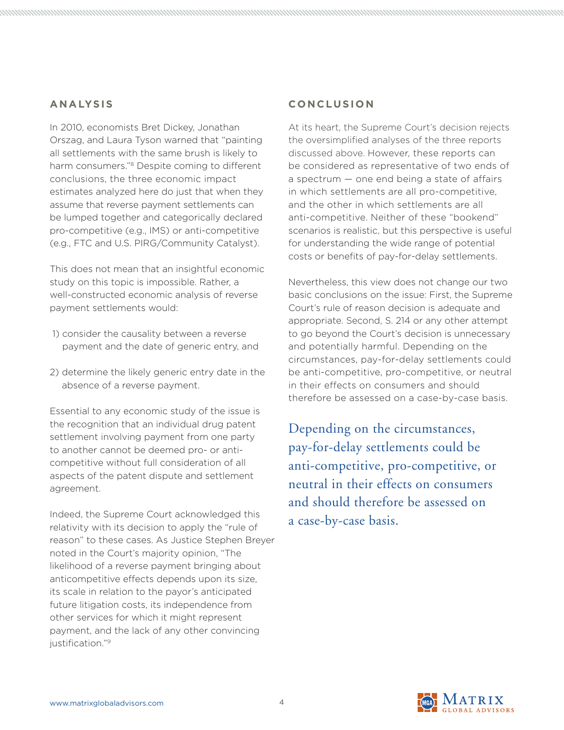## ANALYSIS

In 2010, economists Bret Dickey, Jonathan Orszag, and Laura Tyson warned that "painting all settlements with the same brush is likely to harm consumers."[8] Despite coming to different conclusions, the three economic impact estimates analyzed here do just that when they assume that reverse payment settlements can be lumped together and categorically declared pro-competitive (e.g., IMS) or anti-competitive (e.g., FTC and U.S. PIRG/Community Catalyst).

This does not mean that an insightful economic study on this topic is impossible. Rather, a well-constructed economic analysis of reverse payment settlements would:

1) consider the causality between a reverse payment and the date of generic entry, and

2) determine the likely generic entry date in the absence of a reverse payment.

Essential to any economic study of the issue is the recognition that an individual drug patent settlement involving payment from one party to another cannot be deemed pro- or anti-competitive without full consideration of all aspects of the patent dispute and settlement agreement.

Indeed, the Supreme Court acknowledged this relativity with its decision to apply the "rule of reason" to these cases. As Justice Stephen Breyer noted in the Court's majority opinion, "The likelihood of a reverse payment bringing about anticompetitive effects depends upon its size, its scale in relation to the payor's anticipated future litigation costs, its independence from other services for which it might represent payment, and the lack of any other convincing justification."[9]

## CONCLUSION

At its heart, the Supreme Court's decision rejects the oversimplified analyses of the three reports discussed above. However, these reports can be considered as representative of two ends of a spectrum — one end being a state of affairs in which settlements are all pro-competitive, and the other in which settlements are all anti-competitive. Neither of these "bookend" scenarios is realistic, but this perspective is useful for understanding the wide range of potential costs or benefits of pay-for-delay settlements.

Nevertheless, this view does not change our two basic conclusions on the issue: First, the Supreme Court's rule of reason decision is adequate and appropriate. Second, S. 214 or any other attempt to go beyond the Court's decision is unnecessary and potentially harmful. Depending on the circumstances, pay-for-delay settlements could be anti-competitive, pro-competitive, or neutral in their effects on consumers and should therefore be assessed on a case-by-case basis.

Depending on the circumstances, pay-for-delay settlements could be anti-competitive, pro-competitive, or neutral in their effects on consumers and should therefore be assessed on a case-by-case basis.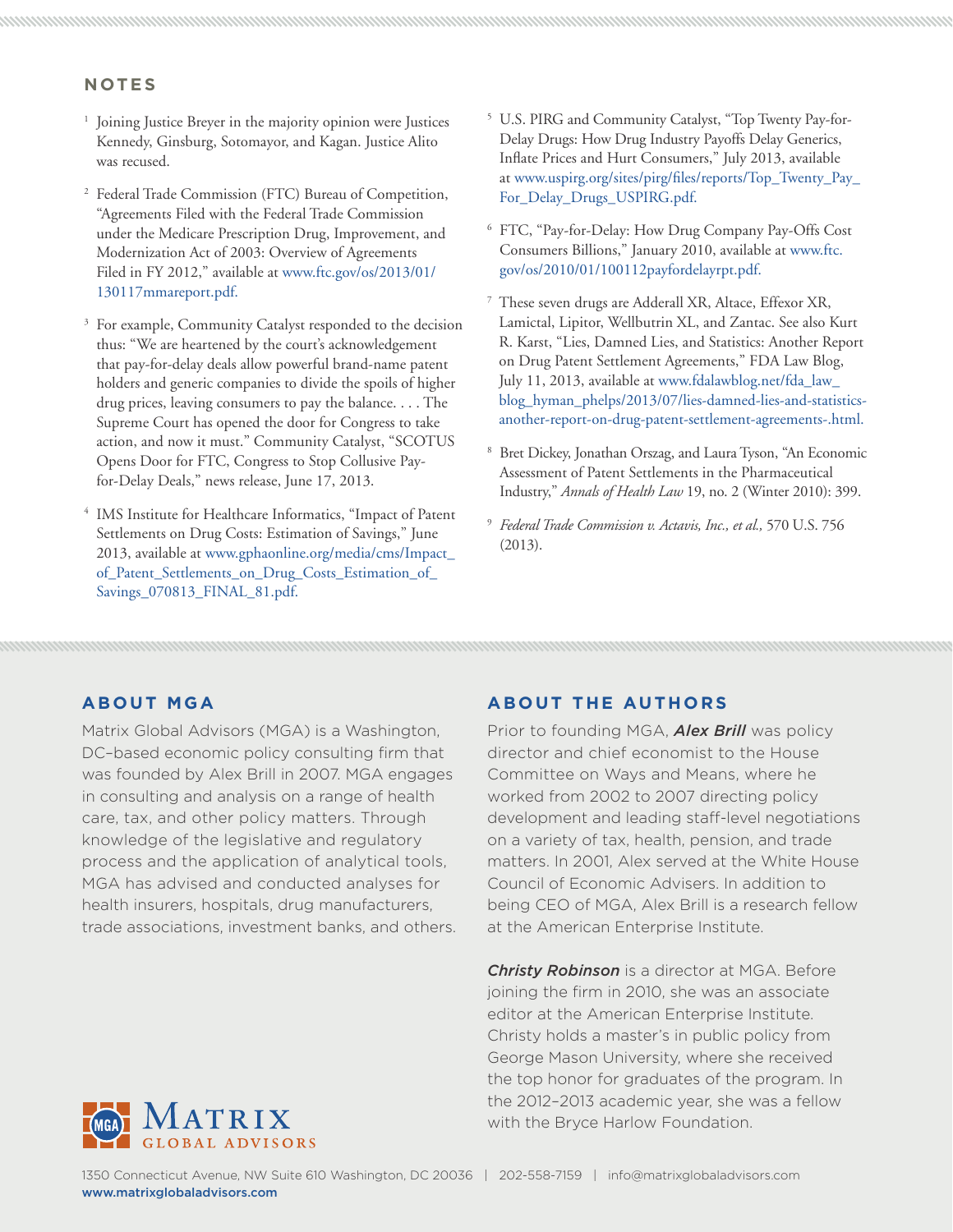## NOTES

[1] Joining Justice Breyer in the majority opinion were Justices Kennedy, Ginsburg, Sotomayor, and Kagan. Justice Alito was recused.

[2] Federal Trade Commission (FTC) Bureau of Competition, "Agreements Filed with the Federal Trade Commission under the Medicare Prescription Drug, Improvement, and Modernization Act of 2003: Overview of Agreements Filed in FY 2012," available at www.ftc.gov/os/2013/01/130117mmareport.pdf.

[3] For example, Community Catalyst responded to the decision thus: "We are heartened by the court's acknowledgement that pay-for-delay deals allow powerful brand-name patent holders and generic companies to divide the spoils of higher drug prices, leaving consumers to pay the balance. . . . The Supreme Court has opened the door for Congress to take action, and now it must." Community Catalyst, "SCOTUS Opens Door for FTC, Congress to Stop Collusive Pay-for-Delay Deals," news release, June 17, 2013.

[4] IMS Institute for Healthcare Informatics, "Impact of Patent Settlements on Drug Costs: Estimation of Savings," June 2013, available at www.gphaonline.org/media/cms/Impact_of_Patent_Settlements_on_Drug_Costs_Estimation_of_Savings_070813_FINAL_81.pdf.

[5] U.S. PIRG and Community Catalyst, "Top Twenty Pay-for-Delay Drugs: How Drug Industry Payoffs Delay Generics, Inflate Prices and Hurt Consumers," July 2013, available at www.uspirg.org/sites/pirg/files/reports/Top_Twenty_Pay_For_Delay_Drugs_USPIRG.pdf.

[6] FTC, "Pay-for-Delay: How Drug Company Pay-Offs Cost Consumers Billions," January 2010, available at www.ftc.gov/os/2010/01/100112payfordelayrpt.pdf.

[7] These seven drugs are Adderall XR, Altace, Effexor XR, Lamictal, Lipitor, Wellbutrin XL, and Zantac. See also Kurt R. Karst, "Lies, Damned Lies, and Statistics: Another Report on Drug Patent Settlement Agreements," FDA Law Blog, July 11, 2013, available at www.fdalawblog.net/fda_law_blog_hyman_phelps/2013/07/lies-damned-lies-and-statistics-another-report-on-drug-patent-settlement-agreements-.html.

[8] Bret Dickey, Jonathan Orszag, and Laura Tyson, "An Economic Assessment of Patent Settlements in the Pharmaceutical Industry," *Annals of Health Law* 19, no. 2 (Winter 2010): 399.

[9] *Federal Trade Commission v. Actavis, Inc., et al.,* 570 U.S. 756 (2013).

## ABOUT MGA

Matrix Global Advisors (MGA) is a Washington, DC–based economic policy consulting firm that was founded by Alex Brill in 2007. MGA engages in consulting and analysis on a range of health care, tax, and other policy matters. Through knowledge of the legislative and regulatory process and the application of analytical tools, MGA has advised and conducted analyses for health insurers, hospitals, drug manufacturers, trade associations, investment banks, and others.

## ABOUT THE AUTHORS

Prior to founding MGA, ***Alex Brill*** was policy director and chief economist to the House Committee on Ways and Means, where he worked from 2002 to 2007 directing policy development and leading staff-level negotiations on a variety of tax, health, pension, and trade matters. In 2001, Alex served at the White House Council of Economic Advisers. In addition to being CEO of MGA, Alex Brill is a research fellow at the American Enterprise Institute.

***Christy Robinson*** is a director at MGA. Before joining the firm in 2010, she was an associate editor at the American Enterprise Institute. Christy holds a master's in public policy from George Mason University, where she received the top honor for graduates of the program. In the 2012–2013 academic year, she was a fellow with the Bryce Harlow Foundation.

MGA Matrix Global Advisors

1350 Connecticut Avenue, NW Suite 610 Washington, DC 20036 | 202-558-7159 | info@matrixglobaladvisors.com
**www.matrixglobaladvisors.com**